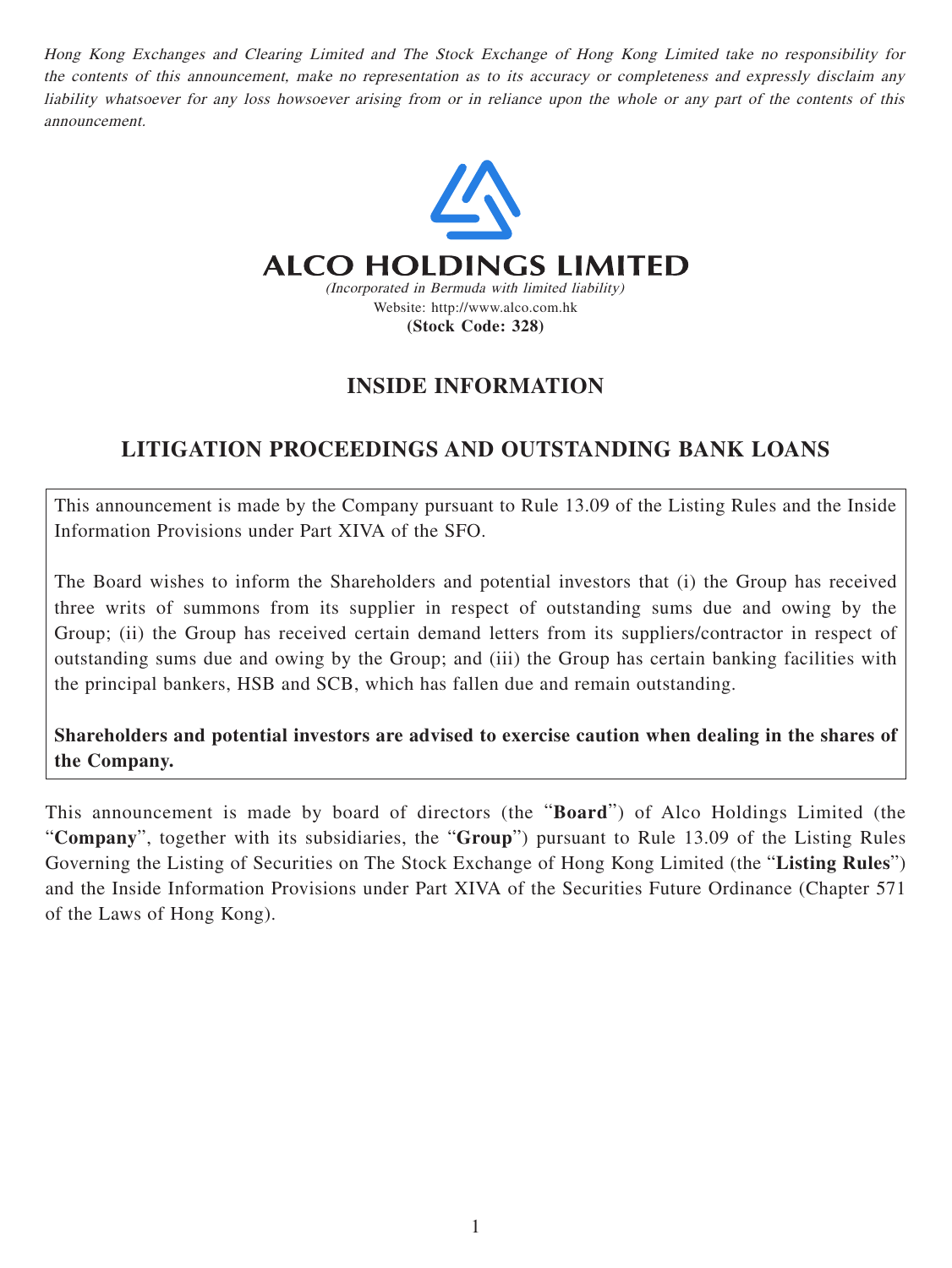*Hong Kong Exchanges and Clearing Limited and The Stock Exchange of Hong Kong Limited take no responsibility for the contents of this announcement, make no representation as to its accuracy or completeness and expressly disclaim any liability whatsoever for any loss howsoever arising from or in reliance upon the whole or any part of the contents of this announcement.*

# ALCO HOLDINGS LIMITED

*(Incorporated in Bermuda with limited liability)*

Website: http://www.alco.com.hk

**(Stock Code: 328)**

## INSIDE INFORMATION

## LITIGATION PROCEEDINGS AND OUTSTANDING BANK LOANS

This announcement is made by the Company pursuant to Rule 13.09 of the Listing Rules and the Inside Information Provisions under Part XIVA of the SFO.

The Board wishes to inform the Shareholders and potential investors that (i) the Group has received three writs of summons from its supplier in respect of outstanding sums due and owing by the Group; (ii) the Group has received certain demand letters from its suppliers/contractor in respect of outstanding sums due and owing by the Group; and (iii) the Group has certain banking facilities with the principal bankers, HSB and SCB, which has fallen due and remain outstanding.

**Shareholders and potential investors are advised to exercise caution when dealing in the shares of the Company.**

This announcement is made by board of directors (the "**Board**") of Alco Holdings Limited (the "**Company**", together with its subsidiaries, the "**Group**") pursuant to Rule 13.09 of the Listing Rules Governing the Listing of Securities on The Stock Exchange of Hong Kong Limited (the "**Listing Rules**") and the Inside Information Provisions under Part XIVA of the Securities Future Ordinance (Chapter 571 of the Laws of Hong Kong).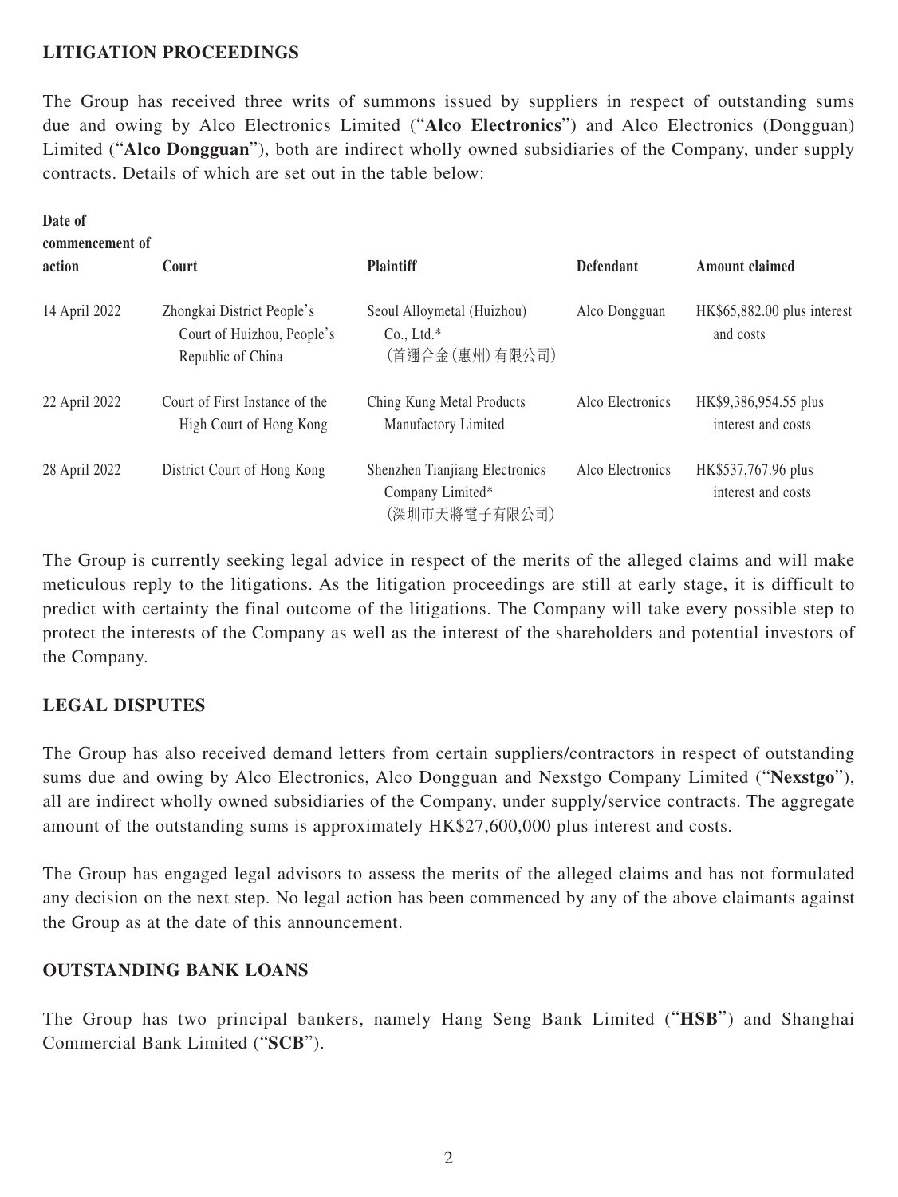## LITIGATION PROCEEDINGS

The Group has received three writs of summons issued by suppliers in respect of outstanding sums due and owing by Alco Electronics Limited ("**Alco Electronics**") and Alco Electronics (Dongguan) Limited ("**Alco Dongguan**"), both are indirect wholly owned subsidiaries of the Company, under supply contracts. Details of which are set out in the table below:

| Date of commencement of action | Court | Plaintiff | Defendant | Amount claimed |
|---|---|---|---|---|
| 14 April 2022 | Zhongkai District People's Court of Huizhou, People's Republic of China | Seoul Alloymetal (Huizhou) Co., Ltd.* (首邇合金(惠州)有限公司) | Alco Dongguan | HK$65,882.00 plus interest and costs |
| 22 April 2022 | Court of First Instance of the High Court of Hong Kong | Ching Kung Metal Products Manufactory Limited | Alco Electronics | HK$9,386,954.55 plus interest and costs |
| 28 April 2022 | District Court of Hong Kong | Shenzhen Tianjiang Electronics Company Limited* (深圳市天將電子有限公司) | Alco Electronics | HK$537,767.96 plus interest and costs |

The Group is currently seeking legal advice in respect of the merits of the alleged claims and will make meticulous reply to the litigations. As the litigation proceedings are still at early stage, it is difficult to predict with certainty the final outcome of the litigations. The Company will take every possible step to protect the interests of the Company as well as the interest of the shareholders and potential investors of the Company.

## LEGAL DISPUTES

The Group has also received demand letters from certain suppliers/contractors in respect of outstanding sums due and owing by Alco Electronics, Alco Dongguan and Nexstgo Company Limited ("**Nexstgo**"), all are indirect wholly owned subsidiaries of the Company, under supply/service contracts. The aggregate amount of the outstanding sums is approximately HK$27,600,000 plus interest and costs.

The Group has engaged legal advisors to assess the merits of the alleged claims and has not formulated any decision on the next step. No legal action has been commenced by any of the above claimants against the Group as at the date of this announcement.

## OUTSTANDING BANK LOANS

The Group has two principal bankers, namely Hang Seng Bank Limited ("**HSB**") and Shanghai Commercial Bank Limited ("**SCB**").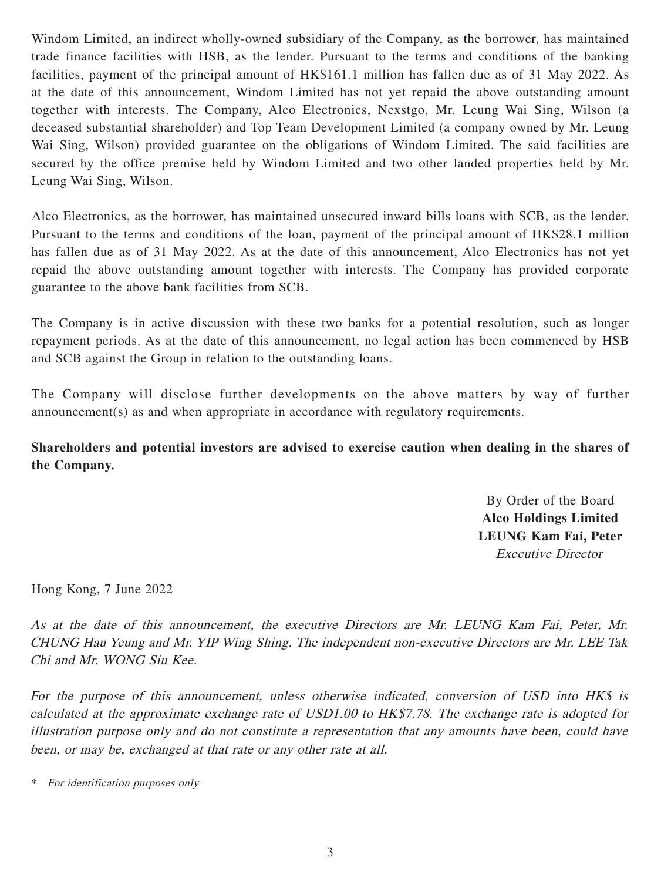Windom Limited, an indirect wholly-owned subsidiary of the Company, as the borrower, has maintained trade finance facilities with HSB, as the lender. Pursuant to the terms and conditions of the banking facilities, payment of the principal amount of HK$161.1 million has fallen due as of 31 May 2022. As at the date of this announcement, Windom Limited has not yet repaid the above outstanding amount together with interests. The Company, Alco Electronics, Nexstgo, Mr. Leung Wai Sing, Wilson (a deceased substantial shareholder) and Top Team Development Limited (a company owned by Mr. Leung Wai Sing, Wilson) provided guarantee on the obligations of Windom Limited. The said facilities are secured by the office premise held by Windom Limited and two other landed properties held by Mr. Leung Wai Sing, Wilson.

Alco Electronics, as the borrower, has maintained unsecured inward bills loans with SCB, as the lender. Pursuant to the terms and conditions of the loan, payment of the principal amount of HK$28.1 million has fallen due as of 31 May 2022. As at the date of this announcement, Alco Electronics has not yet repaid the above outstanding amount together with interests. The Company has provided corporate guarantee to the above bank facilities from SCB.

The Company is in active discussion with these two banks for a potential resolution, such as longer repayment periods. As at the date of this announcement, no legal action has been commenced by HSB and SCB against the Group in relation to the outstanding loans.

The Company will disclose further developments on the above matters by way of further announcement(s) as and when appropriate in accordance with regulatory requirements.

**Shareholders and potential investors are advised to exercise caution when dealing in the shares of the Company.**

By Order of the Board
**Alco Holdings Limited**
**LEUNG Kam Fai, Peter**
*Executive Director*

Hong Kong, 7 June 2022

*As at the date of this announcement, the executive Directors are Mr. LEUNG Kam Fai, Peter, Mr. CHUNG Hau Yeung and Mr. YIP Wing Shing. The independent non-executive Directors are Mr. LEE Tak Chi and Mr. WONG Siu Kee.*

*For the purpose of this announcement, unless otherwise indicated, conversion of USD into HK$ is calculated at the approximate exchange rate of USD1.00 to HK$7.78. The exchange rate is adopted for illustration purpose only and do not constitute a representation that any amounts have been, could have been, or may be, exchanged at that rate or any other rate at all.*

\* *For identification purposes only*